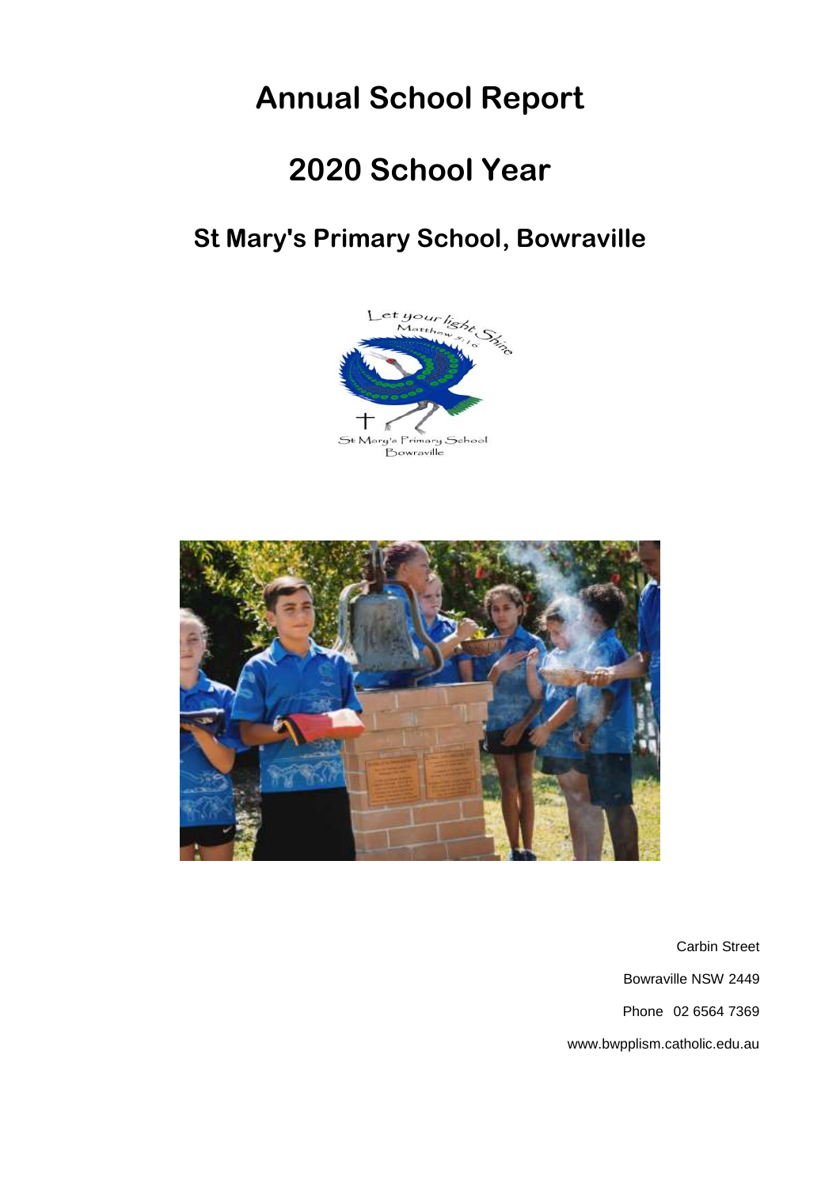# Annual School Report

# 2020 School Year

## St Mary's Primary School, Bowraville

Carbin Street

Bowraville NSW 2449

Phone 02 6564 7369

www.bwpplism.catholic.edu.au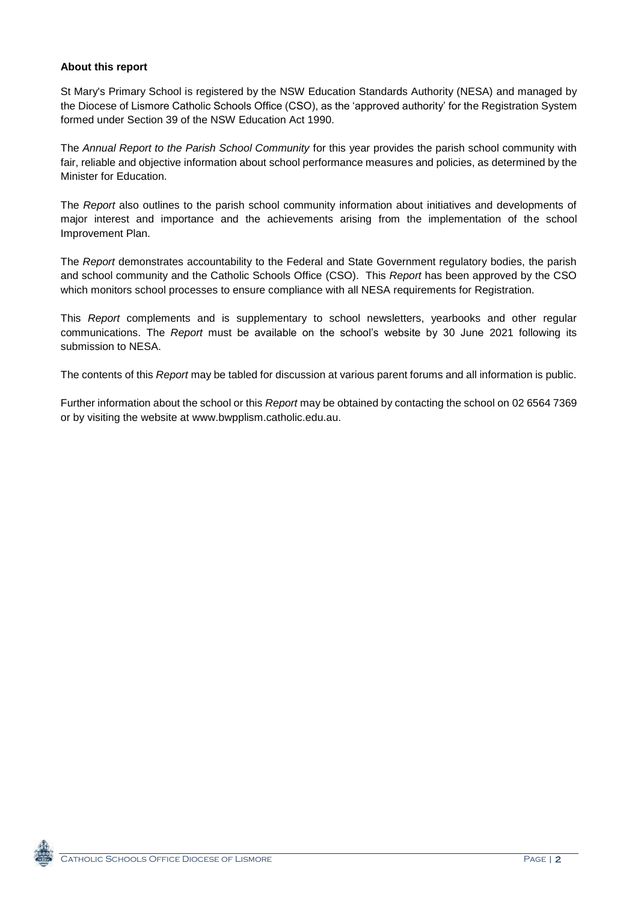**About this report**

St Mary's Primary School is registered by the NSW Education Standards Authority (NESA) and managed by the Diocese of Lismore Catholic Schools Office (CSO), as the 'approved authority' for the Registration System formed under Section 39 of the NSW Education Act 1990.

The *Annual Report to the Parish School Community* for this year provides the parish school community with fair, reliable and objective information about school performance measures and policies, as determined by the Minister for Education.

The *Report* also outlines to the parish school community information about initiatives and developments of major interest and importance and the achievements arising from the implementation of the school Improvement Plan.

The *Report* demonstrates accountability to the Federal and State Government regulatory bodies, the parish and school community and the Catholic Schools Office (CSO). This *Report* has been approved by the CSO which monitors school processes to ensure compliance with all NESA requirements for Registration.

This *Report* complements and is supplementary to school newsletters, yearbooks and other regular communications. The *Report* must be available on the school's website by 30 June 2021 following its submission to NESA.

The contents of this *Report* may be tabled for discussion at various parent forums and all information is public.

Further information about the school or this *Report* may be obtained by contacting the school on 02 6564 7369 or by visiting the website at www.bwpplism.catholic.edu.au.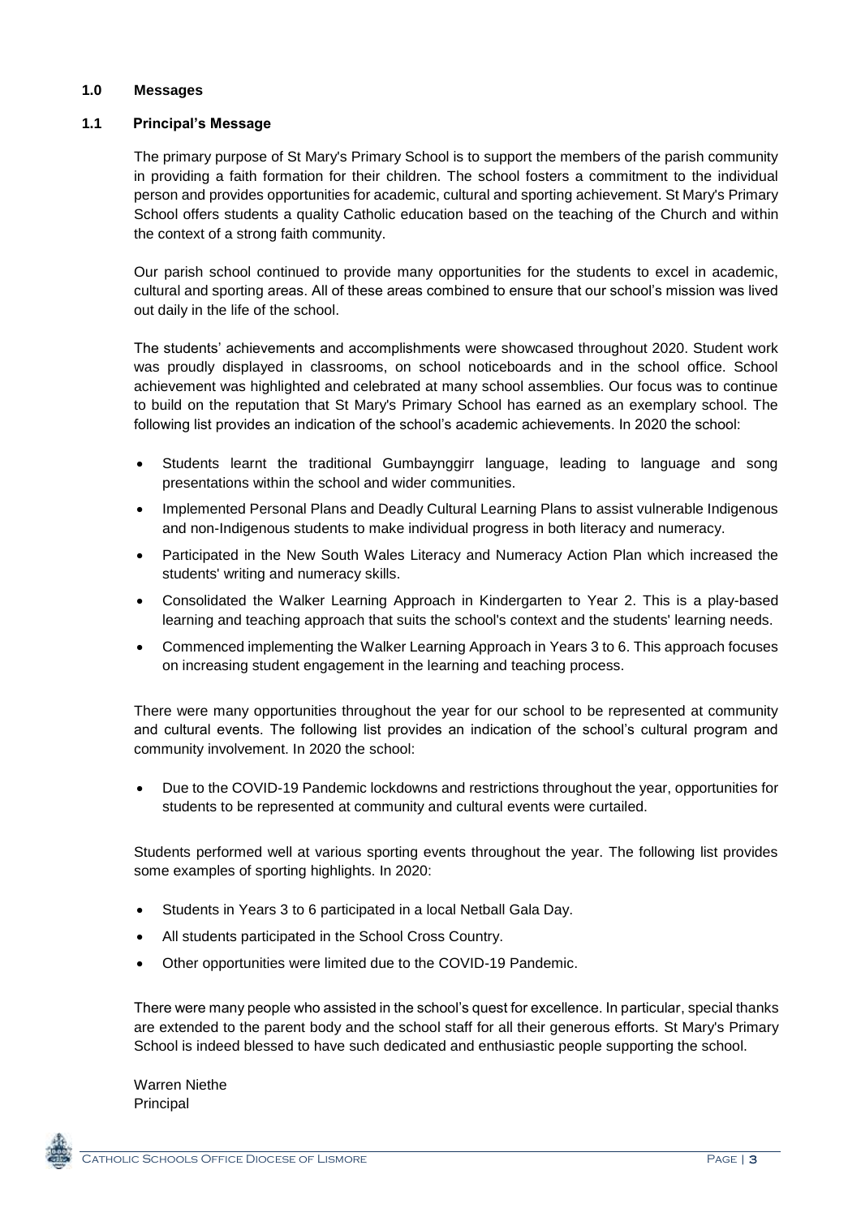# 1.0 Messages

## 1.1 Principal's Message

The primary purpose of St Mary's Primary School is to support the members of the parish community in providing a faith formation for their children. The school fosters a commitment to the individual person and provides opportunities for academic, cultural and sporting achievement. St Mary's Primary School offers students a quality Catholic education based on the teaching of the Church and within the context of a strong faith community.

Our parish school continued to provide many opportunities for the students to excel in academic, cultural and sporting areas. All of these areas combined to ensure that our school's mission was lived out daily in the life of the school.

The students' achievements and accomplishments were showcased throughout 2020. Student work was proudly displayed in classrooms, on school noticeboards and in the school office. School achievement was highlighted and celebrated at many school assemblies. Our focus was to continue to build on the reputation that St Mary's Primary School has earned as an exemplary school. The following list provides an indication of the school's academic achievements. In 2020 the school:

- Students learnt the traditional Gumbaynggirr language, leading to language and song presentations within the school and wider communities.
- Implemented Personal Plans and Deadly Cultural Learning Plans to assist vulnerable Indigenous and non-Indigenous students to make individual progress in both literacy and numeracy.
- Participated in the New South Wales Literacy and Numeracy Action Plan which increased the students' writing and numeracy skills.
- Consolidated the Walker Learning Approach in Kindergarten to Year 2. This is a play-based learning and teaching approach that suits the school's context and the students' learning needs.
- Commenced implementing the Walker Learning Approach in Years 3 to 6. This approach focuses on increasing student engagement in the learning and teaching process.

There were many opportunities throughout the year for our school to be represented at community and cultural events. The following list provides an indication of the school's cultural program and community involvement. In 2020 the school:

- Due to the COVID-19 Pandemic lockdowns and restrictions throughout the year, opportunities for students to be represented at community and cultural events were curtailed.

Students performed well at various sporting events throughout the year. The following list provides some examples of sporting highlights. In 2020:

- Students in Years 3 to 6 participated in a local Netball Gala Day.
- All students participated in the School Cross Country.
- Other opportunities were limited due to the COVID-19 Pandemic.

There were many people who assisted in the school's quest for excellence. In particular, special thanks are extended to the parent body and the school staff for all their generous efforts. St Mary's Primary School is indeed blessed to have such dedicated and enthusiastic people supporting the school.

Warren Niethe
Principal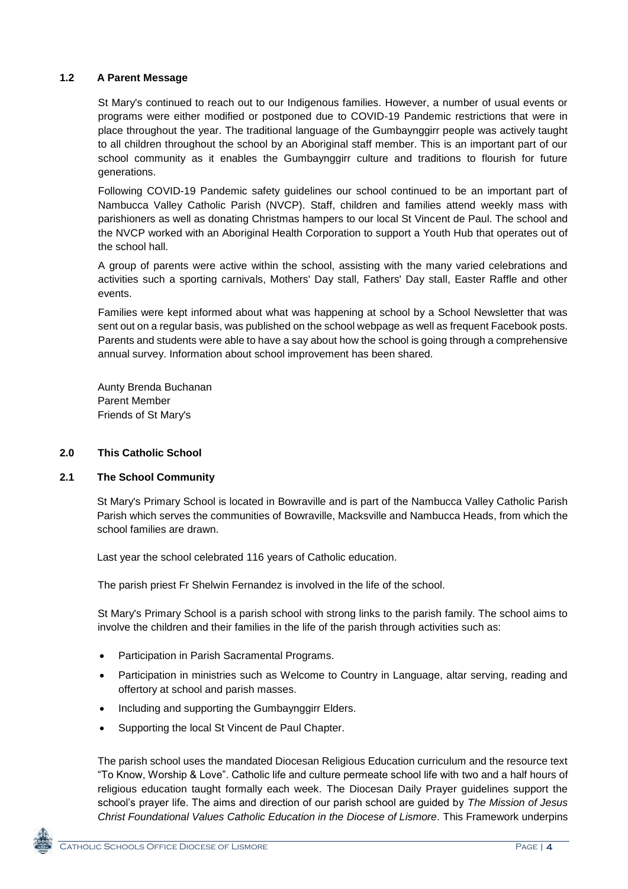### 1.2 A Parent Message

St Mary's continued to reach out to our Indigenous families. However, a number of usual events or programs were either modified or postponed due to COVID-19 Pandemic restrictions that were in place throughout the year. The traditional language of the Gumbaynggirr people was actively taught to all children throughout the school by an Aboriginal staff member. This is an important part of our school community as it enables the Gumbaynggirr culture and traditions to flourish for future generations.

Following COVID-19 Pandemic safety guidelines our school continued to be an important part of Nambucca Valley Catholic Parish (NVCP). Staff, children and families attend weekly mass with parishioners as well as donating Christmas hampers to our local St Vincent de Paul. The school and the NVCP worked with an Aboriginal Health Corporation to support a Youth Hub that operates out of the school hall.

A group of parents were active within the school, assisting with the many varied celebrations and activities such a sporting carnivals, Mothers' Day stall, Fathers' Day stall, Easter Raffle and other events.

Families were kept informed about what was happening at school by a School Newsletter that was sent out on a regular basis, was published on the school webpage as well as frequent Facebook posts. Parents and students were able to have a say about how the school is going through a comprehensive annual survey. Information about school improvement has been shared.

Aunty Brenda Buchanan
Parent Member
Friends of St Mary's

## 2.0 This Catholic School

### 2.1 The School Community

St Mary's Primary School is located in Bowraville and is part of the Nambucca Valley Catholic Parish Parish which serves the communities of Bowraville, Macksville and Nambucca Heads, from which the school families are drawn.

Last year the school celebrated 116 years of Catholic education.

The parish priest Fr Shelwin Fernandez is involved in the life of the school.

St Mary's Primary School is a parish school with strong links to the parish family. The school aims to involve the children and their families in the life of the parish through activities such as:

- Participation in Parish Sacramental Programs.
- Participation in ministries such as Welcome to Country in Language, altar serving, reading and offertory at school and parish masses.
- Including and supporting the Gumbaynggirr Elders.
- Supporting the local St Vincent de Paul Chapter.

The parish school uses the mandated Diocesan Religious Education curriculum and the resource text "To Know, Worship & Love". Catholic life and culture permeate school life with two and a half hours of religious education taught formally each week. The Diocesan Daily Prayer guidelines support the school's prayer life. The aims and direction of our parish school are guided by *The Mission of Jesus Christ Foundational Values Catholic Education in the Diocese of Lismore*. This Framework underpins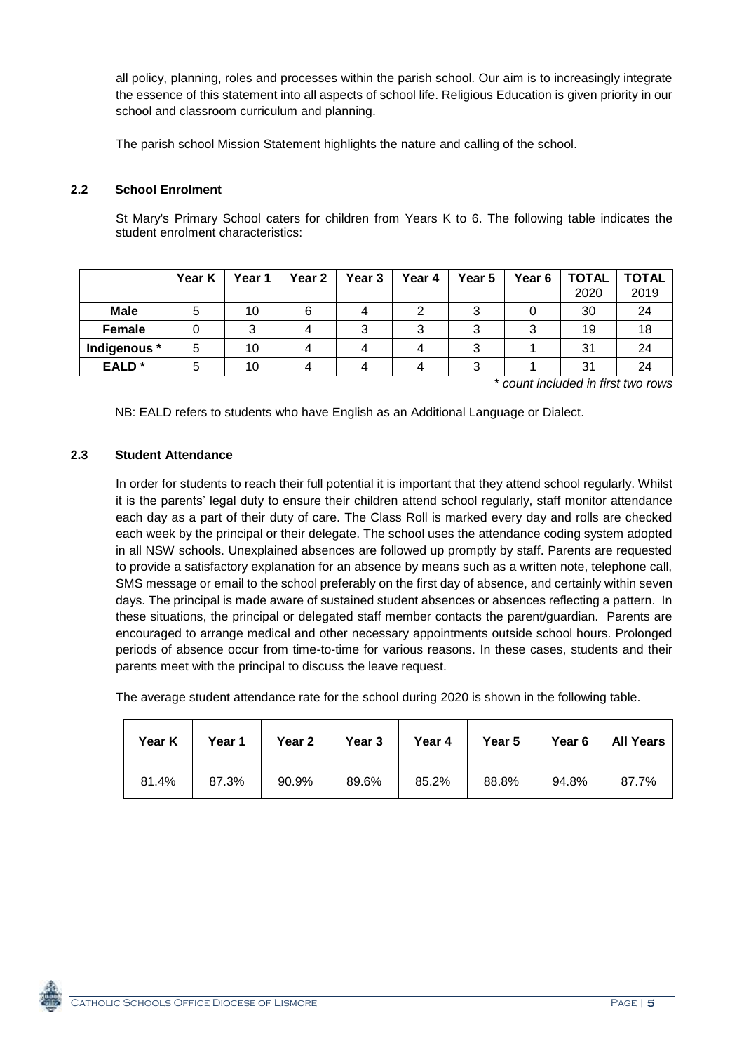all policy, planning, roles and processes within the parish school. Our aim is to increasingly integrate the essence of this statement into all aspects of school life. Religious Education is given priority in our school and classroom curriculum and planning.

The parish school Mission Statement highlights the nature and calling of the school.

### 2.2 School Enrolment

St Mary's Primary School caters for children from Years K to 6. The following table indicates the student enrolment characteristics:

| | Year K | Year 1 | Year 2 | Year 3 | Year 4 | Year 5 | Year 6 | TOTAL 2020 | TOTAL 2019 |
|---|---|---|---|---|---|---|---|---|---|
| **Male** | 5 | 10 | 6 | 4 | 2 | 3 | 0 | 30 | 24 |
| **Female** | 0 | 3 | 4 | 3 | 3 | 3 | 3 | 19 | 18 |
| **Indigenous *** | 5 | 10 | 4 | 4 | 4 | 3 | 1 | 31 | 24 |
| **EALD *** | 5 | 10 | 4 | 4 | 4 | 3 | 1 | 31 | 24 |

*\* count included in first two rows*

NB: EALD refers to students who have English as an Additional Language or Dialect.

### 2.3 Student Attendance

In order for students to reach their full potential it is important that they attend school regularly. Whilst it is the parents' legal duty to ensure their children attend school regularly, staff monitor attendance each day as a part of their duty of care. The Class Roll is marked every day and rolls are checked each week by the principal or their delegate. The school uses the attendance coding system adopted in all NSW schools. Unexplained absences are followed up promptly by staff. Parents are requested to provide a satisfactory explanation for an absence by means such as a written note, telephone call, SMS message or email to the school preferably on the first day of absence, and certainly within seven days. The principal is made aware of sustained student absences or absences reflecting a pattern. In these situations, the principal or delegated staff member contacts the parent/guardian. Parents are encouraged to arrange medical and other necessary appointments outside school hours. Prolonged periods of absence occur from time-to-time for various reasons. In these cases, students and their parents meet with the principal to discuss the leave request.

The average student attendance rate for the school during 2020 is shown in the following table.

| Year K | Year 1 | Year 2 | Year 3 | Year 4 | Year 5 | Year 6 | All Years |
|---|---|---|---|---|---|---|---|
| 81.4% | 87.3% | 90.9% | 89.6% | 85.2% | 88.8% | 94.8% | 87.7% |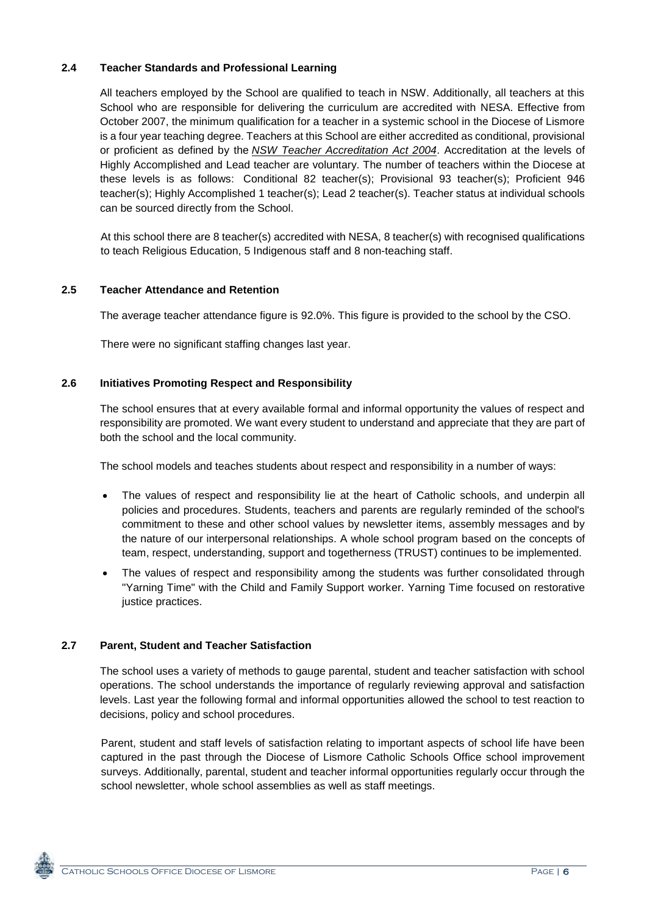## 2.4 Teacher Standards and Professional Learning

All teachers employed by the School are qualified to teach in NSW. Additionally, all teachers at this School who are responsible for delivering the curriculum are accredited with NESA. Effective from October 2007, the minimum qualification for a teacher in a systemic school in the Diocese of Lismore is a four year teaching degree. Teachers at this School are either accredited as conditional, provisional or proficient as defined by the *NSW Teacher Accreditation Act 2004*. Accreditation at the levels of Highly Accomplished and Lead teacher are voluntary. The number of teachers within the Diocese at these levels is as follows: Conditional 82 teacher(s); Provisional 93 teacher(s); Proficient 946 teacher(s); Highly Accomplished 1 teacher(s); Lead 2 teacher(s). Teacher status at individual schools can be sourced directly from the School.

At this school there are 8 teacher(s) accredited with NESA, 8 teacher(s) with recognised qualifications to teach Religious Education, 5 Indigenous staff and 8 non-teaching staff.

## 2.5 Teacher Attendance and Retention

The average teacher attendance figure is 92.0%. This figure is provided to the school by the CSO.

There were no significant staffing changes last year.

## 2.6 Initiatives Promoting Respect and Responsibility

The school ensures that at every available formal and informal opportunity the values of respect and responsibility are promoted. We want every student to understand and appreciate that they are part of both the school and the local community.

The school models and teaches students about respect and responsibility in a number of ways:

- The values of respect and responsibility lie at the heart of Catholic schools, and underpin all policies and procedures. Students, teachers and parents are regularly reminded of the school's commitment to these and other school values by newsletter items, assembly messages and by the nature of our interpersonal relationships. A whole school program based on the concepts of team, respect, understanding, support and togetherness (TRUST) continues to be implemented.
- The values of respect and responsibility among the students was further consolidated through "Yarning Time" with the Child and Family Support worker. Yarning Time focused on restorative justice practices.

## 2.7 Parent, Student and Teacher Satisfaction

The school uses a variety of methods to gauge parental, student and teacher satisfaction with school operations. The school understands the importance of regularly reviewing approval and satisfaction levels. Last year the following formal and informal opportunities allowed the school to test reaction to decisions, policy and school procedures.

Parent, student and staff levels of satisfaction relating to important aspects of school life have been captured in the past through the Diocese of Lismore Catholic Schools Office school improvement surveys. Additionally, parental, student and teacher informal opportunities regularly occur through the school newsletter, whole school assemblies as well as staff meetings.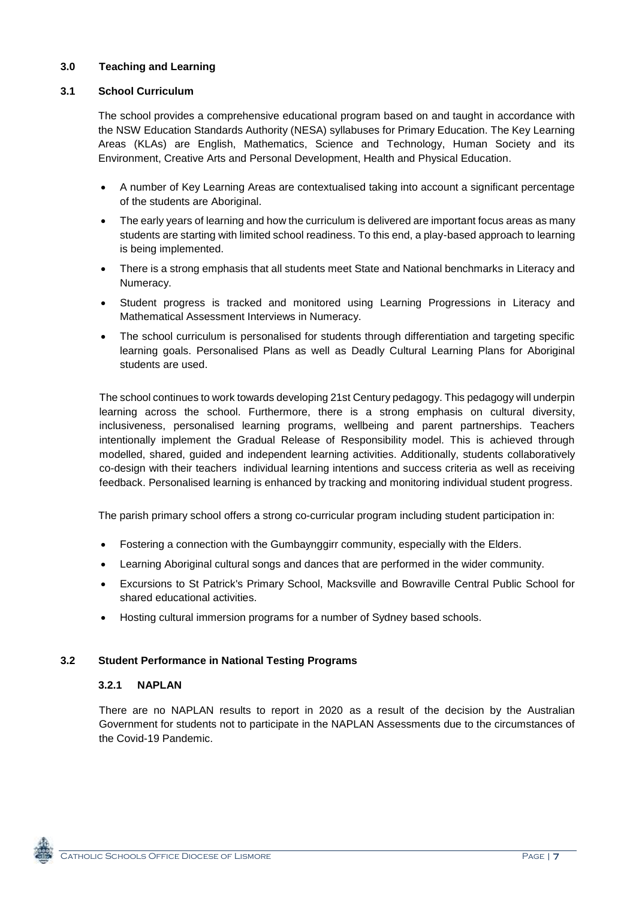### 3.0 Teaching and Learning

#### 3.1 School Curriculum

The school provides a comprehensive educational program based on and taught in accordance with the NSW Education Standards Authority (NESA) syllabuses for Primary Education. The Key Learning Areas (KLAs) are English, Mathematics, Science and Technology, Human Society and its Environment, Creative Arts and Personal Development, Health and Physical Education.

- A number of Key Learning Areas are contextualised taking into account a significant percentage of the students are Aboriginal.
- The early years of learning and how the curriculum is delivered are important focus areas as many students are starting with limited school readiness. To this end, a play-based approach to learning is being implemented.
- There is a strong emphasis that all students meet State and National benchmarks in Literacy and Numeracy.
- Student progress is tracked and monitored using Learning Progressions in Literacy and Mathematical Assessment Interviews in Numeracy.
- The school curriculum is personalised for students through differentiation and targeting specific learning goals. Personalised Plans as well as Deadly Cultural Learning Plans for Aboriginal students are used.

The school continues to work towards developing 21st Century pedagogy. This pedagogy will underpin learning across the school. Furthermore, there is a strong emphasis on cultural diversity, inclusiveness, personalised learning programs, wellbeing and parent partnerships. Teachers intentionally implement the Gradual Release of Responsibility model. This is achieved through modelled, shared, guided and independent learning activities. Additionally, students collaboratively co-design with their teachers individual learning intentions and success criteria as well as receiving feedback. Personalised learning is enhanced by tracking and monitoring individual student progress.

The parish primary school offers a strong co-curricular program including student participation in:

- Fostering a connection with the Gumbaynggirr community, especially with the Elders.
- Learning Aboriginal cultural songs and dances that are performed in the wider community.
- Excursions to St Patrick's Primary School, Macksville and Bowraville Central Public School for shared educational activities.
- Hosting cultural immersion programs for a number of Sydney based schools.

#### 3.2 Student Performance in National Testing Programs

##### 3.2.1 NAPLAN

There are no NAPLAN results to report in 2020 as a result of the decision by the Australian Government for students not to participate in the NAPLAN Assessments due to the circumstances of the Covid-19 Pandemic.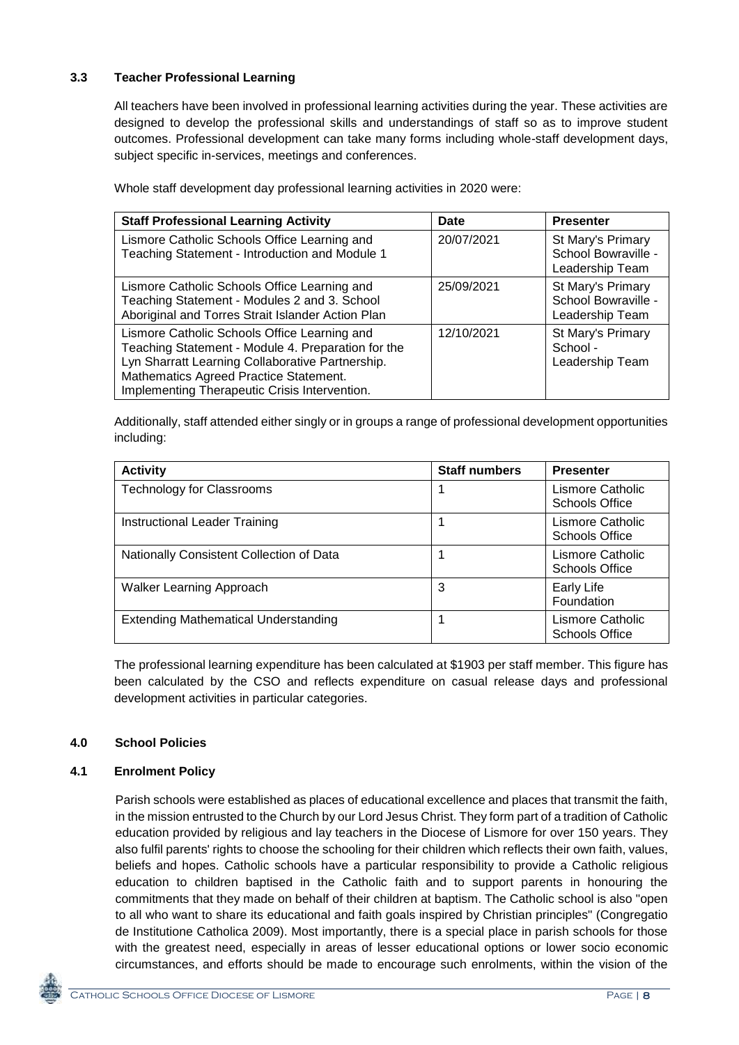### 3.3 Teacher Professional Learning

All teachers have been involved in professional learning activities during the year. These activities are designed to develop the professional skills and understandings of staff so as to improve student outcomes. Professional development can take many forms including whole-staff development days, subject specific in-services, meetings and conferences.

Whole staff development day professional learning activities in 2020 were:

| Staff Professional Learning Activity | Date | Presenter |
|---|---|---|
| Lismore Catholic Schools Office Learning and Teaching Statement - Introduction and Module 1 | 20/07/2021 | St Mary's Primary School Bowraville - Leadership Team |
| Lismore Catholic Schools Office Learning and Teaching Statement - Modules 2 and 3. School Aboriginal and Torres Strait Islander Action Plan | 25/09/2021 | St Mary's Primary School Bowraville - Leadership Team |
| Lismore Catholic Schools Office Learning and Teaching Statement - Module 4. Preparation for the Lyn Sharratt Learning Collaborative Partnership. Mathematics Agreed Practice Statement. Implementing Therapeutic Crisis Intervention. | 12/10/2021 | St Mary's Primary School - Leadership Team |

Additionally, staff attended either singly or in groups a range of professional development opportunities including:

| Activity | Staff numbers | Presenter |
|---|---|---|
| Technology for Classrooms | 1 | Lismore Catholic Schools Office |
| Instructional Leader Training | 1 | Lismore Catholic Schools Office |
| Nationally Consistent Collection of Data | 1 | Lismore Catholic Schools Office |
| Walker Learning Approach | 3 | Early Life Foundation |
| Extending Mathematical Understanding | 1 | Lismore Catholic Schools Office |

The professional learning expenditure has been calculated at $1903 per staff member. This figure has been calculated by the CSO and reflects expenditure on casual release days and professional development activities in particular categories.

## 4.0 School Policies

### 4.1 Enrolment Policy

Parish schools were established as places of educational excellence and places that transmit the faith, in the mission entrusted to the Church by our Lord Jesus Christ. They form part of a tradition of Catholic education provided by religious and lay teachers in the Diocese of Lismore for over 150 years. They also fulfil parents' rights to choose the schooling for their children which reflects their own faith, values, beliefs and hopes. Catholic schools have a particular responsibility to provide a Catholic religious education to children baptised in the Catholic faith and to support parents in honouring the commitments that they made on behalf of their children at baptism. The Catholic school is also "open to all who want to share its educational and faith goals inspired by Christian principles" (Congregatio de Institutione Catholica 2009). Most importantly, there is a special place in parish schools for those with the greatest need, especially in areas of lesser educational options or lower socio economic circumstances, and efforts should be made to encourage such enrolments, within the vision of the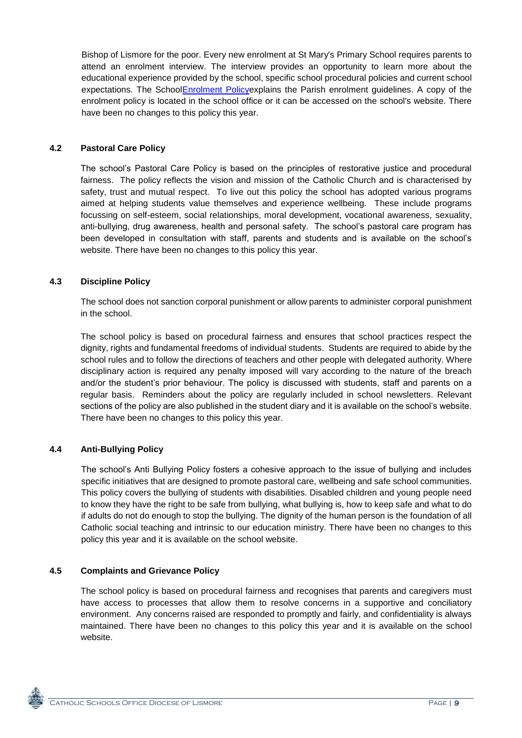Bishop of Lismore for the poor. Every new enrolment at St Mary's Primary School requires parents to attend an enrolment interview. The interview provides an opportunity to learn more about the educational experience provided by the school, specific school procedural policies and current school expectations. The School Enrolment Policy explains the Parish enrolment guidelines. A copy of the enrolment policy is located in the school office or it can be accessed on the school's website. There have been no changes to this policy this year.

### 4.2 Pastoral Care Policy

The school's Pastoral Care Policy is based on the principles of restorative justice and procedural fairness. The policy reflects the vision and mission of the Catholic Church and is characterised by safety, trust and mutual respect. To live out this policy the school has adopted various programs aimed at helping students value themselves and experience wellbeing. These include programs focussing on self-esteem, social relationships, moral development, vocational awareness, sexuality, anti-bullying, drug awareness, health and personal safety. The school's pastoral care program has been developed in consultation with staff, parents and students and is available on the school's website. There have been no changes to this policy this year.

### 4.3 Discipline Policy

The school does not sanction corporal punishment or allow parents to administer corporal punishment in the school.

The school policy is based on procedural fairness and ensures that school practices respect the dignity, rights and fundamental freedoms of individual students. Students are required to abide by the school rules and to follow the directions of teachers and other people with delegated authority. Where disciplinary action is required any penalty imposed will vary according to the nature of the breach and/or the student's prior behaviour. The policy is discussed with students, staff and parents on a regular basis. Reminders about the policy are regularly included in school newsletters. Relevant sections of the policy are also published in the student diary and it is available on the school's website. There have been no changes to this policy this year.

### 4.4 Anti-Bullying Policy

The school's Anti Bullying Policy fosters a cohesive approach to the issue of bullying and includes specific initiatives that are designed to promote pastoral care, wellbeing and safe school communities. This policy covers the bullying of students with disabilities. Disabled children and young people need to know they have the right to be safe from bullying, what bullying is, how to keep safe and what to do if adults do not do enough to stop the bullying. The dignity of the human person is the foundation of all Catholic social teaching and intrinsic to our education ministry. There have been no changes to this policy this year and it is available on the school website.

### 4.5 Complaints and Grievance Policy

The school policy is based on procedural fairness and recognises that parents and caregivers must have access to processes that allow them to resolve concerns in a supportive and conciliatory environment. Any concerns raised are responded to promptly and fairly, and confidentiality is always maintained. There have been no changes to this policy this year and it is available on the school website.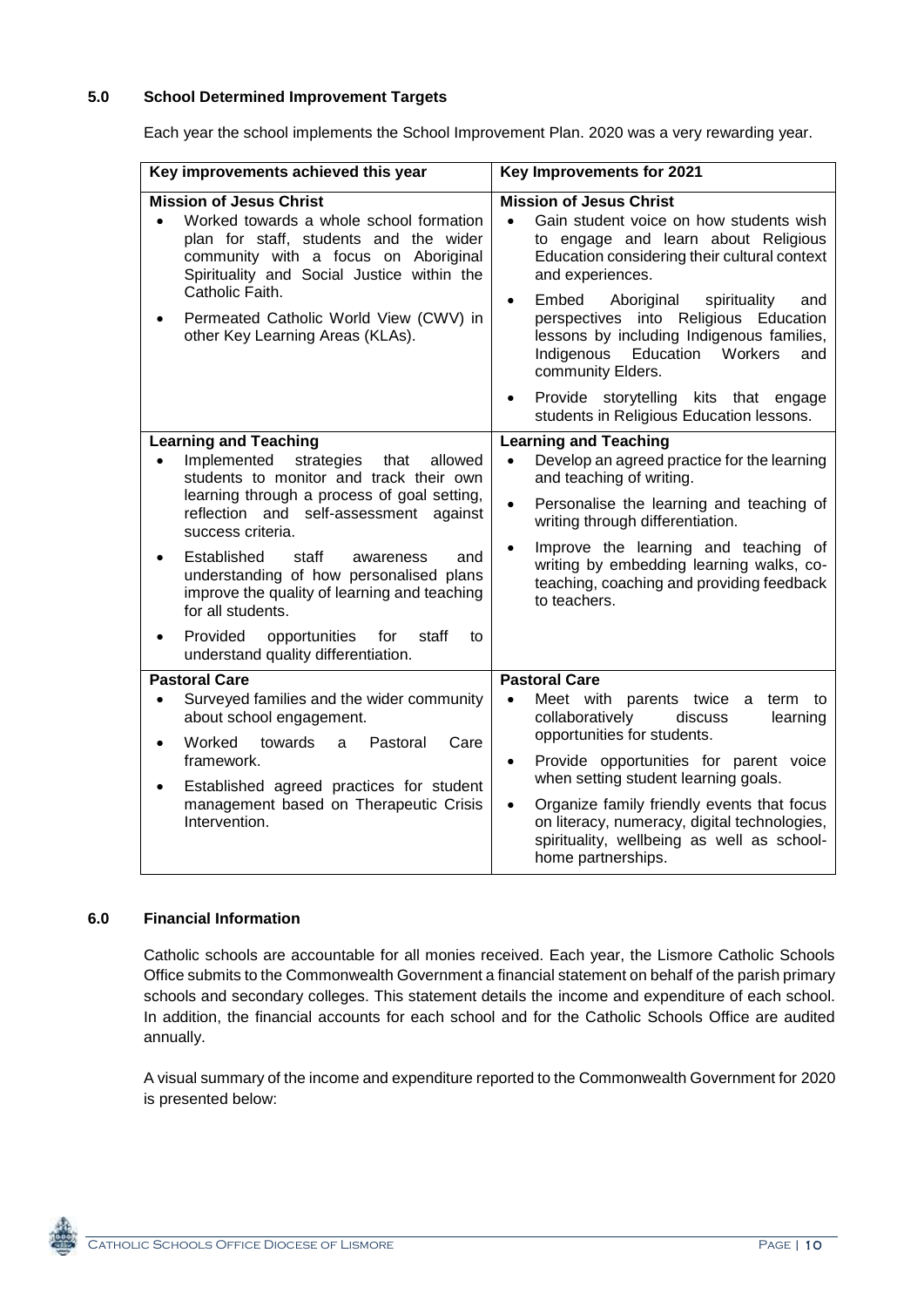## 5.0 School Determined Improvement Targets

Each year the school implements the School Improvement Plan. 2020 was a very rewarding year.

| Key improvements achieved this year | Key Improvements for 2021 |
|---|---|
| **Mission of Jesus Christ**<br>• Worked towards a whole school formation plan for staff, students and the wider community with a focus on Aboriginal Spirituality and Social Justice within the Catholic Faith.<br>• Permeated Catholic World View (CWV) in other Key Learning Areas (KLAs). | **Mission of Jesus Christ**<br>• Gain student voice on how students wish to engage and learn about Religious Education considering their cultural context and experiences.<br>• Embed Aboriginal spirituality and perspectives into Religious Education lessons by including Indigenous families, Indigenous Education Workers and community Elders.<br>• Provide storytelling kits that engage students in Religious Education lessons. |
| **Learning and Teaching**<br>• Implemented strategies that allowed students to monitor and track their own learning through a process of goal setting, reflection and self-assessment against success criteria.<br>• Established staff awareness and understanding of how personalised plans improve the quality of learning and teaching for all students.<br>• Provided opportunities for staff to understand quality differentiation. | **Learning and Teaching**<br>• Develop an agreed practice for the learning and teaching of writing.<br>• Personalise the learning and teaching of writing through differentiation.<br>• Improve the learning and teaching of writing by embedding learning walks, co-teaching, coaching and providing feedback to teachers. |
| **Pastoral Care**<br>• Surveyed families and the wider community about school engagement.<br>• Worked towards a Pastoral Care framework.<br>• Established agreed practices for student management based on Therapeutic Crisis Intervention. | **Pastoral Care**<br>• Meet with parents twice a term to collaboratively discuss learning opportunities for students.<br>• Provide opportunities for parent voice when setting student learning goals.<br>• Organize family friendly events that focus on literacy, numeracy, digital technologies, spirituality, wellbeing as well as school-home partnerships. |

## 6.0 Financial Information

Catholic schools are accountable for all monies received. Each year, the Lismore Catholic Schools Office submits to the Commonwealth Government a financial statement on behalf of the parish primary schools and secondary colleges. This statement details the income and expenditure of each school. In addition, the financial accounts for each school and for the Catholic Schools Office are audited annually.

A visual summary of the income and expenditure reported to the Commonwealth Government for 2020 is presented below: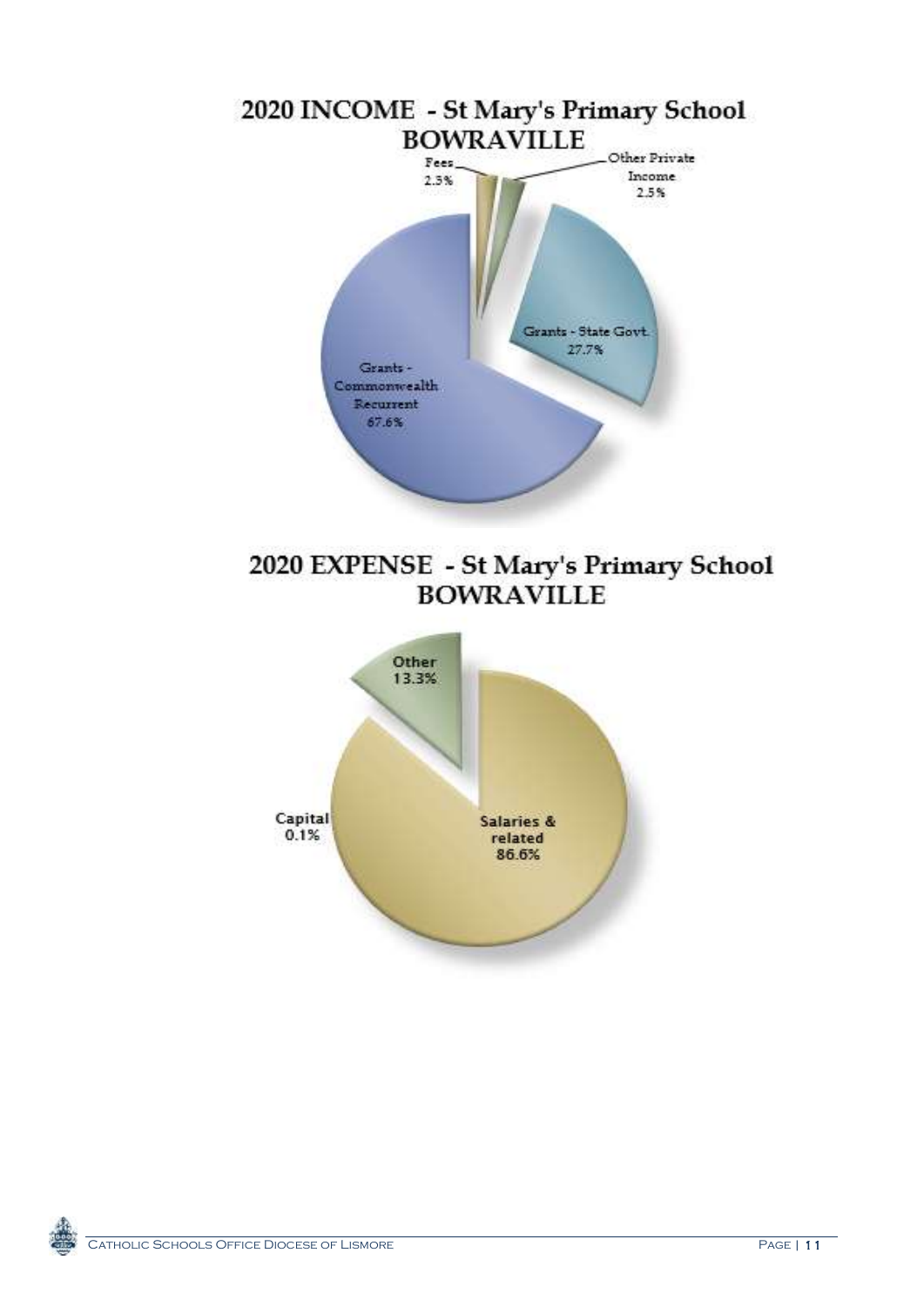## 2020 INCOME - St Mary's Primary School BOWRAVILLE

Fees 2.5%

Other Private Income 2.5%

Grants - State Govt. 27.7%

Grants - Commonwealth Recurrent 67.6%

## 2020 EXPENSE - St Mary's Primary School BOWRAVILLE

Other 13.3%

Capital 0.1%

Salaries & related 86.6%